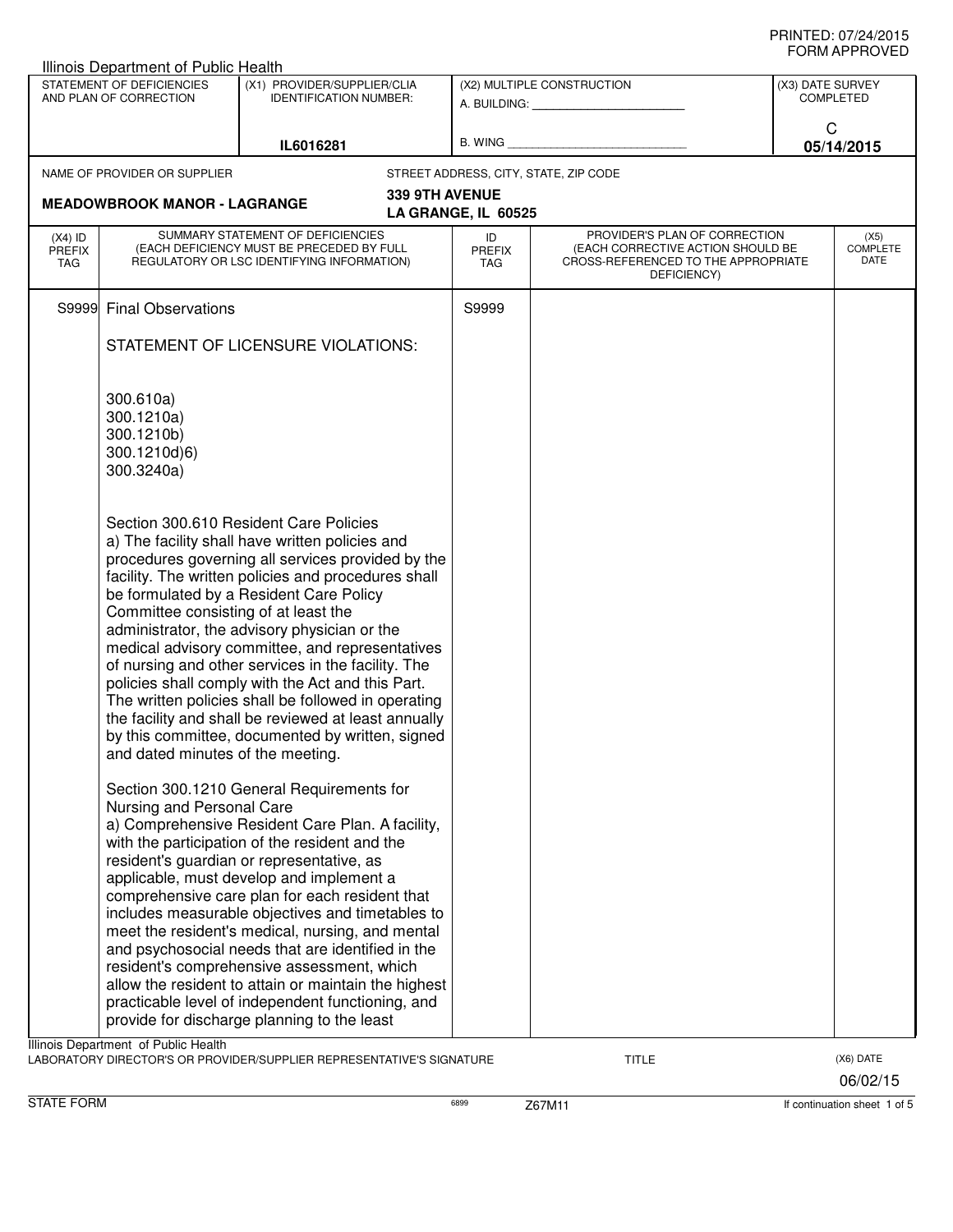PRINTED: 07/24/2015
FORM APPROVED

Illinois Department of Public Health

| STATEMENT OF DEFICIENCIES AND PLAN OF CORRECTION | (X1) PROVIDER/SUPPLIER/CLIA IDENTIFICATION NUMBER: | (X2) MULTIPLE CONSTRUCTION | (X3) DATE SURVEY COMPLETED |
|---|---|---|---|
| | IL6016281 | A. BUILDING: ______ B. WING ______ | C 05/14/2015 |

NAME OF PROVIDER OR SUPPLIER: **MEADOWBROOK MANOR - LAGRANGE**

STREET ADDRESS, CITY, STATE, ZIP CODE: **339 9TH AVENUE LA GRANGE, IL 60525**

| (X4) ID PREFIX TAG | SUMMARY STATEMENT OF DEFICIENCIES (EACH DEFICIENCY MUST BE PRECEDED BY FULL REGULATORY OR LSC IDENTIFYING INFORMATION) | ID PREFIX TAG | PROVIDER'S PLAN OF CORRECTION (EACH CORRECTIVE ACTION SHOULD BE CROSS-REFERENCED TO THE APPROPRIATE DEFICIENCY) | (X5) COMPLETE DATE |
|---|---|---|---|---|
| S9999 | Final Observations | S9999 | | |

STATEMENT OF LICENSURE VIOLATIONS:

300.610a)
300.1210a)
300.1210b)
300.1210d)6)
300.3240a)

Section 300.610 Resident Care Policies
a) The facility shall have written policies and procedures governing all services provided by the facility. The written policies and procedures shall be formulated by a Resident Care Policy Committee consisting of at least the administrator, the advisory physician or the medical advisory committee, and representatives of nursing and other services in the facility. The policies shall comply with the Act and this Part. The written policies shall be followed in operating the facility and shall be reviewed at least annually by this committee, documented by written, signed and dated minutes of the meeting.

Section 300.1210 General Requirements for Nursing and Personal Care
a) Comprehensive Resident Care Plan. A facility, with the participation of the resident and the resident's guardian or representative, as applicable, must develop and implement a comprehensive care plan for each resident that includes measurable objectives and timetables to meet the resident's medical, nursing, and mental and psychosocial needs that are identified in the resident's comprehensive assessment, which allow the resident to attain or maintain the highest practicable level of independent functioning, and provide for discharge planning to the least

Illinois Department of Public Health
LABORATORY DIRECTOR'S OR PROVIDER/SUPPLIER REPRESENTATIVE'S SIGNATURE TITLE (X6) DATE 06/02/15

STATE FORM 6899 Z67M11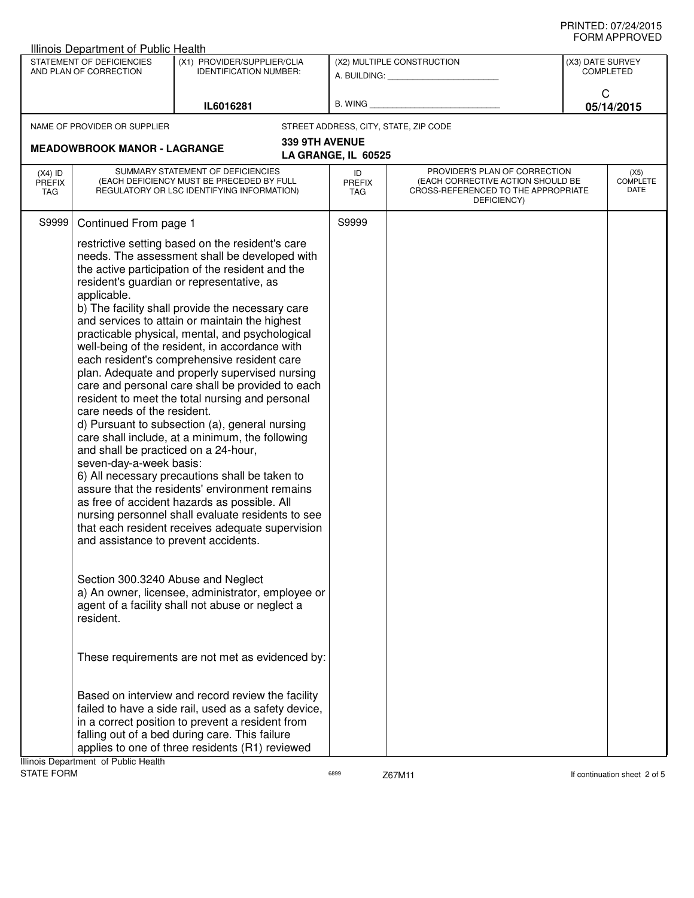PRINTED: 07/24/2015
FORM APPROVED

Illinois Department of Public Health

| STATEMENT OF DEFICIENCIES AND PLAN OF CORRECTION | (X1) PROVIDER/SUPPLIER/CLIA IDENTIFICATION NUMBER: | (X2) MULTIPLE CONSTRUCTION | (X3) DATE SURVEY COMPLETED |
|---|---|---|---|
| | IL6016281 | A. BUILDING: ______ B. WING ______ | C 05/14/2015 |

NAME OF PROVIDER OR SUPPLIER: **MEADOWBROOK MANOR - LAGRANGE**

STREET ADDRESS, CITY, STATE, ZIP CODE: **339 9TH AVENUE LA GRANGE, IL 60525**

| (X4) ID PREFIX TAG | SUMMARY STATEMENT OF DEFICIENCIES (EACH DEFICIENCY MUST BE PRECEDED BY FULL REGULATORY OR LSC IDENTIFYING INFORMATION) | ID PREFIX TAG | PROVIDER'S PLAN OF CORRECTION (EACH CORRECTIVE ACTION SHOULD BE CROSS-REFERENCED TO THE APPROPRIATE DEFICIENCY) | (X5) COMPLETE DATE |
|---|---|---|---|---|
| S9999 | Continued From page 1 | S9999 | | |

restrictive setting based on the resident's care needs. The assessment shall be developed with the active participation of the resident and the resident's guardian or representative, as applicable.

b) The facility shall provide the necessary care and services to attain or maintain the highest practicable physical, mental, and psychological well-being of the resident, in accordance with each resident's comprehensive resident care plan. Adequate and properly supervised nursing care and personal care shall be provided to each resident to meet the total nursing and personal care needs of the resident.

d) Pursuant to subsection (a), general nursing care shall include, at a minimum, the following and shall be practiced on a 24-hour, seven-day-a-week basis:

6) All necessary precautions shall be taken to assure that the residents' environment remains as free of accident hazards as possible. All nursing personnel shall evaluate residents to see that each resident receives adequate supervision and assistance to prevent accidents.

Section 300.3240 Abuse and Neglect

a) An owner, licensee, administrator, employee or agent of a facility shall not abuse or neglect a resident.

These requirements are not met as evidenced by:

Based on interview and record review the facility failed to have a side rail, used as a safety device, in a correct position to prevent a resident from falling out of a bed during care. This failure applies to one of three residents (R1) reviewed

Illinois Department of Public Health
STATE FORM 6899 Z67M11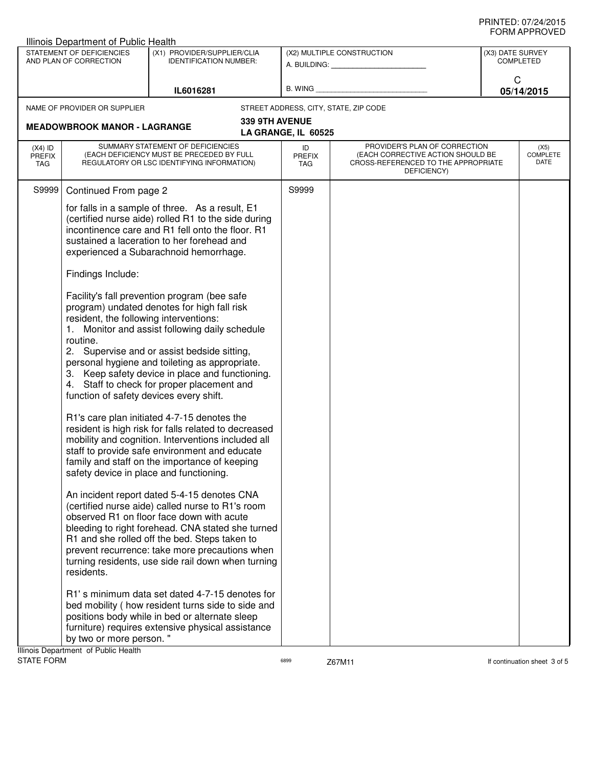PRINTED: 07/24/2015
FORM APPROVED

Illinois Department of Public Health

| STATEMENT OF DEFICIENCIES AND PLAN OF CORRECTION | (X1) PROVIDER/SUPPLIER/CLIA IDENTIFICATION NUMBER: | (X2) MULTIPLE CONSTRUCTION | (X3) DATE SURVEY COMPLETED |
|---|---|---|---|
| | IL6016281 | A. BUILDING: ______ B. WING ______ | C 05/14/2015 |

| NAME OF PROVIDER OR SUPPLIER | STREET ADDRESS, CITY, STATE, ZIP CODE |
|---|---|
| MEADOWBROOK MANOR - LAGRANGE | 339 9TH AVENUE LA GRANGE, IL 60525 |

| (X4) ID PREFIX TAG | SUMMARY STATEMENT OF DEFICIENCIES (EACH DEFICIENCY MUST BE PRECEDED BY FULL REGULATORY OR LSC IDENTIFYING INFORMATION) | ID PREFIX TAG | PROVIDER'S PLAN OF CORRECTION (EACH CORRECTIVE ACTION SHOULD BE CROSS-REFERENCED TO THE APPROPRIATE DEFICIENCY) | (X5) COMPLETE DATE |
|---|---|---|---|---|
| S9999 | Continued From page 2 | S9999 | | |

for falls in a sample of three. As a result, E1 (certified nurse aide) rolled R1 to the side during incontinence care and R1 fell onto the floor. R1 sustained a laceration to her forehead and experienced a Subarachnoid hemorrhage.

Findings Include:

Facility's fall prevention program (bee safe program) undated denotes for high fall risk resident, the following interventions:
1. Monitor and assist following daily schedule routine.
2. Supervise and or assist bedside sitting, personal hygiene and toileting as appropriate.
3. Keep safety device in place and functioning.
4. Staff to check for proper placement and function of safety devices every shift.

R1's care plan initiated 4-7-15 denotes the resident is high risk for falls related to decreased mobility and cognition. Interventions included all staff to provide safe environment and educate family and staff on the importance of keeping safety device in place and functioning.

An incident report dated 5-4-15 denotes CNA (certified nurse aide) called nurse to R1's room observed R1 on floor face down with acute bleeding to right forehead. CNA stated she turned R1 and she rolled off the bed. Steps taken to prevent recurrence: take more precautions when turning residents, use side rail down when turning residents.

R1' s minimum data set dated 4-7-15 denotes for bed mobility ( how resident turns side to side and positions body while in bed or alternate sleep furniture) requires extensive physical assistance by two or more person. "

Illinois Department of Public Health
STATE FORM 6899 Z67M11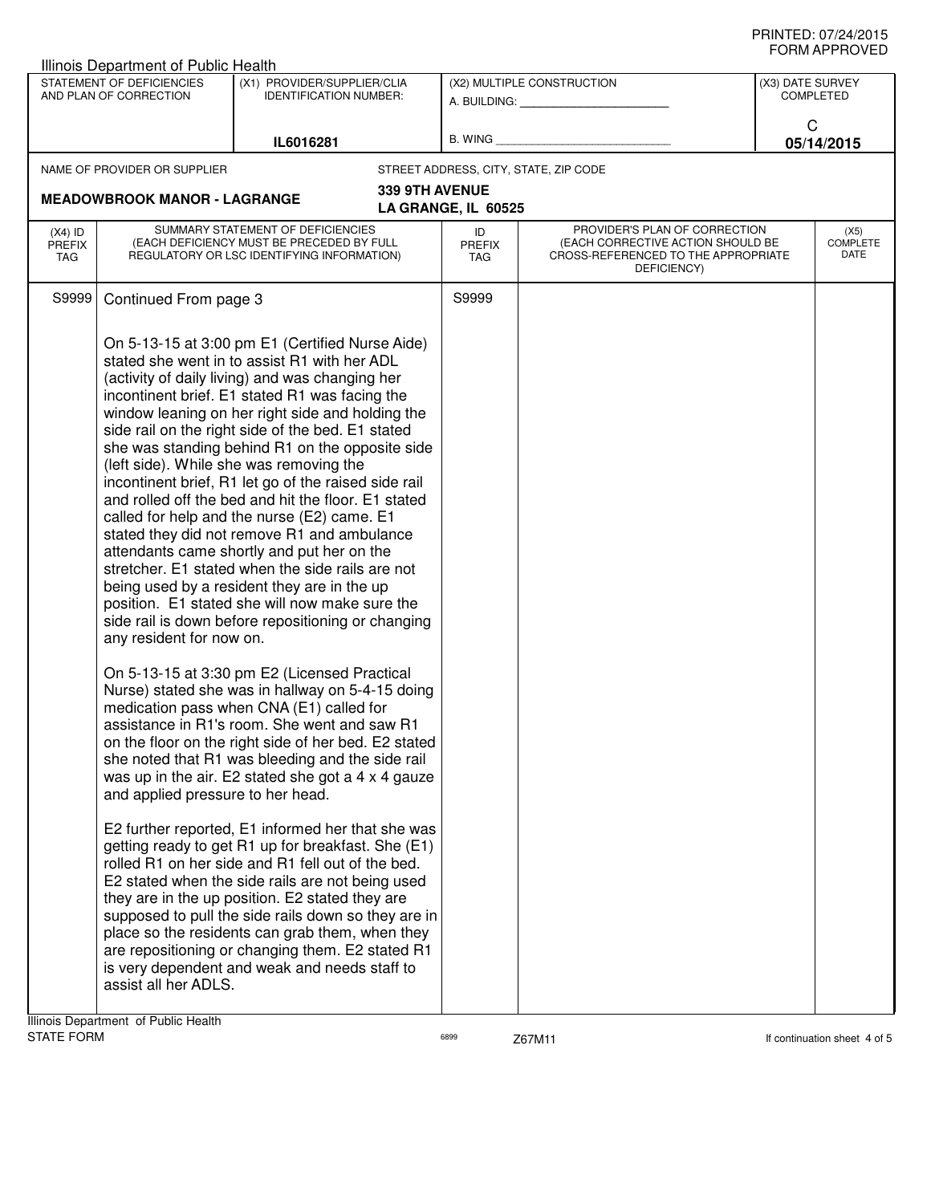PRINTED: 07/24/2015
FORM APPROVED

Illinois Department of Public Health

| STATEMENT OF DEFICIENCIES AND PLAN OF CORRECTION | (X1) PROVIDER/SUPPLIER/CLIA IDENTIFICATION NUMBER: | (X2) MULTIPLE CONSTRUCTION | (X3) DATE SURVEY COMPLETED |
|---|---|---|---|
| | IL6016281 | A. BUILDING: ______ B. WING ______ | C 05/14/2015 |

NAME OF PROVIDER OR SUPPLIER: **MEADOWBROOK MANOR - LAGRANGE**

STREET ADDRESS, CITY, STATE, ZIP CODE: **339 9TH AVENUE LA GRANGE, IL 60525**

| (X4) ID PREFIX TAG | SUMMARY STATEMENT OF DEFICIENCIES (EACH DEFICIENCY MUST BE PRECEDED BY FULL REGULATORY OR LSC IDENTIFYING INFORMATION) | ID PREFIX TAG | PROVIDER'S PLAN OF CORRECTION (EACH CORRECTIVE ACTION SHOULD BE CROSS-REFERENCED TO THE APPROPRIATE DEFICIENCY) | (X5) COMPLETE DATE |
|---|---|---|---|---|
| S9999 | Continued From page 3 | S9999 | | |

On 5-13-15 at 3:00 pm E1 (Certified Nurse Aide) stated she went in to assist R1 with her ADL (activity of daily living) and was changing her incontinent brief. E1 stated R1 was facing the window leaning on her right side and holding the side rail on the right side of the bed. E1 stated she was standing behind R1 on the opposite side (left side). While she was removing the incontinent brief, R1 let go of the raised side rail and rolled off the bed and hit the floor. E1 stated called for help and the nurse (E2) came. E1 stated they did not remove R1 and ambulance attendants came shortly and put her on the stretcher. E1 stated when the side rails are not being used by a resident they are in the up position. E1 stated she will now make sure the side rail is down before repositioning or changing any resident for now on.

On 5-13-15 at 3:30 pm E2 (Licensed Practical Nurse) stated she was in hallway on 5-4-15 doing medication pass when CNA (E1) called for assistance in R1's room. She went and saw R1 on the floor on the right side of her bed. E2 stated she noted that R1 was bleeding and the side rail was up in the air. E2 stated she got a 4 x 4 gauze and applied pressure to her head.

E2 further reported, E1 informed her that she was getting ready to get R1 up for breakfast. She (E1) rolled R1 on her side and R1 fell out of the bed. E2 stated when the side rails are not being used they are in the up position. E2 stated they are supposed to pull the side rails down so they are in place so the residents can grab them, when they are repositioning or changing them. E2 stated R1 is very dependent and weak and needs staff to assist all her ADLS.

Illinois Department of Public Health
STATE FORM 6899 Z67M11 If continuation sheet 4 of 5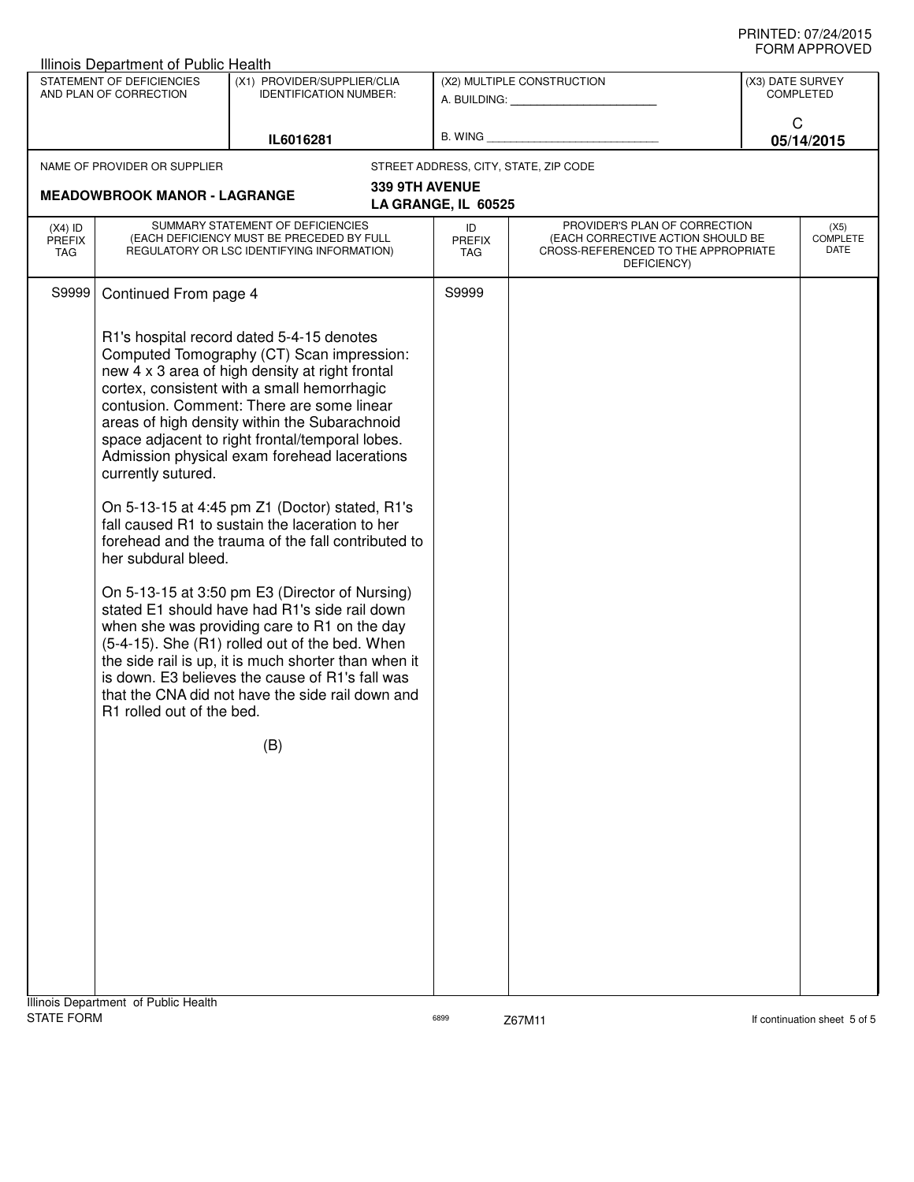PRINTED: 07/24/2015
FORM APPROVED

Illinois Department of Public Health

| STATEMENT OF DEFICIENCIES AND PLAN OF CORRECTION | (X1) PROVIDER/SUPPLIER/CLIA IDENTIFICATION NUMBER: | (X2) MULTIPLE CONSTRUCTION | (X3) DATE SURVEY COMPLETED |
|---|---|---|---|
| | IL6016281 | A. BUILDING: ______ B. WING ______ | C 05/14/2015 |

NAME OF PROVIDER OR SUPPLIER: **MEADOWBROOK MANOR - LAGRANGE**

STREET ADDRESS, CITY, STATE, ZIP CODE: **339 9TH AVENUE, LA GRANGE, IL 60525**

| (X4) ID PREFIX TAG | SUMMARY STATEMENT OF DEFICIENCIES (EACH DEFICIENCY MUST BE PRECEDED BY FULL REGULATORY OR LSC IDENTIFYING INFORMATION) | ID PREFIX TAG | PROVIDER'S PLAN OF CORRECTION (EACH CORRECTIVE ACTION SHOULD BE CROSS-REFERENCED TO THE APPROPRIATE DEFICIENCY) | (X5) COMPLETE DATE |
|---|---|---|---|---|
| S9999 | Continued From page 4 | S9999 | | |

R1's hospital record dated 5-4-15 denotes Computed Tomography (CT) Scan impression: new 4 x 3 area of high density at right frontal cortex, consistent with a small hemorrhagic contusion. Comment: There are some linear areas of high density within the Subarachnoid space adjacent to right frontal/temporal lobes. Admission physical exam forehead lacerations currently sutured.

On 5-13-15 at 4:45 pm Z1 (Doctor) stated, R1's fall caused R1 to sustain the laceration to her forehead and the trauma of the fall contributed to her subdural bleed.

On 5-13-15 at 3:50 pm E3 (Director of Nursing) stated E1 should have had R1's side rail down when she was providing care to R1 on the day (5-4-15). She (R1) rolled out of the bed. When the side rail is up, it is much shorter than when it is down. E3 believes the cause of R1's fall was that the CNA did not have the side rail down and R1 rolled out of the bed.

(B)

Illinois Department of Public Health
STATE FORM 6899 Z67M11 If continuation sheet 5 of 5